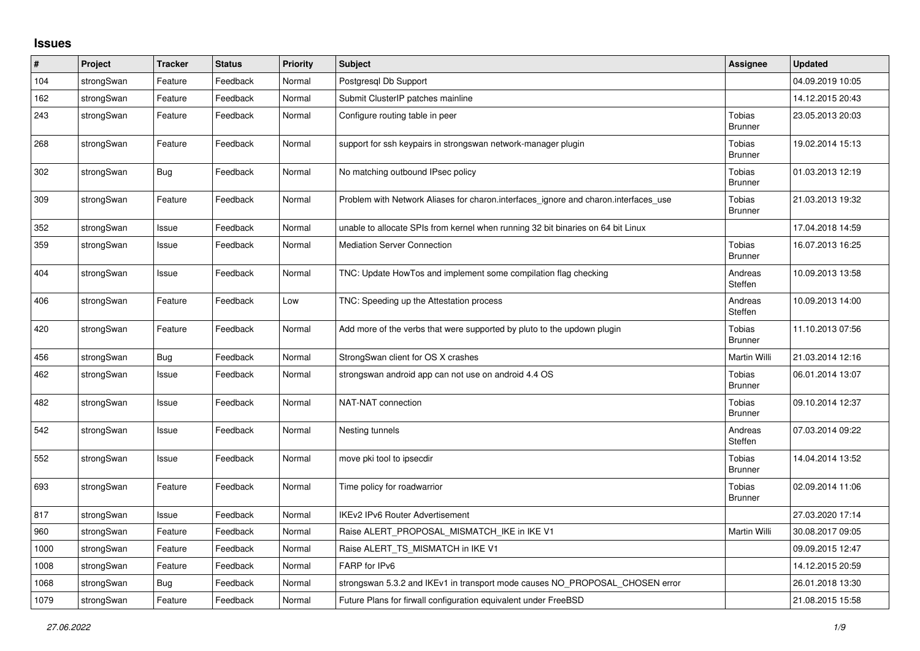# Issues

| # | Project | Tracker | Status | Priority | Subject | Assignee | Updated |
|---|---|---|---|---|---|---|---|
| 104 | strongSwan | Feature | Feedback | Normal | Postgresql Db Support | | 04.09.2019 10:05 |
| 162 | strongSwan | Feature | Feedback | Normal | Submit ClusterIP patches mainline | | 14.12.2015 20:43 |
| 243 | strongSwan | Feature | Feedback | Normal | Configure routing table in peer | Tobias Brunner | 23.05.2013 20:03 |
| 268 | strongSwan | Feature | Feedback | Normal | support for ssh keypairs in strongswan network-manager plugin | Tobias Brunner | 19.02.2014 15:13 |
| 302 | strongSwan | Bug | Feedback | Normal | No matching outbound IPsec policy | Tobias Brunner | 01.03.2013 12:19 |
| 309 | strongSwan | Feature | Feedback | Normal | Problem with Network Aliases for charon.interfaces_ignore and charon.interfaces_use | Tobias Brunner | 21.03.2013 19:32 |
| 352 | strongSwan | Issue | Feedback | Normal | unable to allocate SPIs from kernel when running 32 bit binaries on 64 bit Linux | | 17.04.2018 14:59 |
| 359 | strongSwan | Issue | Feedback | Normal | Mediation Server Connection | Tobias Brunner | 16.07.2013 16:25 |
| 404 | strongSwan | Issue | Feedback | Normal | TNC: Update HowTos and implement some compilation flag checking | Andreas Steffen | 10.09.2013 13:58 |
| 406 | strongSwan | Feature | Feedback | Low | TNC: Speeding up the Attestation process | Andreas Steffen | 10.09.2013 14:00 |
| 420 | strongSwan | Feature | Feedback | Normal | Add more of the verbs that were supported by pluto to the updown plugin | Tobias Brunner | 11.10.2013 07:56 |
| 456 | strongSwan | Bug | Feedback | Normal | StrongSwan client for OS X crashes | Martin Willi | 21.03.2014 12:16 |
| 462 | strongSwan | Issue | Feedback | Normal | strongswan android app can not use on android 4.4 OS | Tobias Brunner | 06.01.2014 13:07 |
| 482 | strongSwan | Issue | Feedback | Normal | NAT-NAT connection | Tobias Brunner | 09.10.2014 12:37 |
| 542 | strongSwan | Issue | Feedback | Normal | Nesting tunnels | Andreas Steffen | 07.03.2014 09:22 |
| 552 | strongSwan | Issue | Feedback | Normal | move pki tool to ipsecdir | Tobias Brunner | 14.04.2014 13:52 |
| 693 | strongSwan | Feature | Feedback | Normal | Time policy for roadwarrior | Tobias Brunner | 02.09.2014 11:06 |
| 817 | strongSwan | Issue | Feedback | Normal | IKEv2 IPv6 Router Advertisement | | 27.03.2020 17:14 |
| 960 | strongSwan | Feature | Feedback | Normal | Raise ALERT_PROPOSAL_MISMATCH_IKE in IKE V1 | Martin Willi | 30.08.2017 09:05 |
| 1000 | strongSwan | Feature | Feedback | Normal | Raise ALERT_TS_MISMATCH in IKE V1 | | 09.09.2015 12:47 |
| 1008 | strongSwan | Feature | Feedback | Normal | FARP for IPv6 | | 14.12.2015 20:59 |
| 1068 | strongSwan | Bug | Feedback | Normal | strongswan 5.3.2 and IKEv1 in transport mode causes NO_PROPOSAL_CHOSEN error | | 26.01.2018 13:30 |
| 1079 | strongSwan | Feature | Feedback | Normal | Future Plans for firwall configuration equivalent under FreeBSD | | 21.08.2015 15:58 |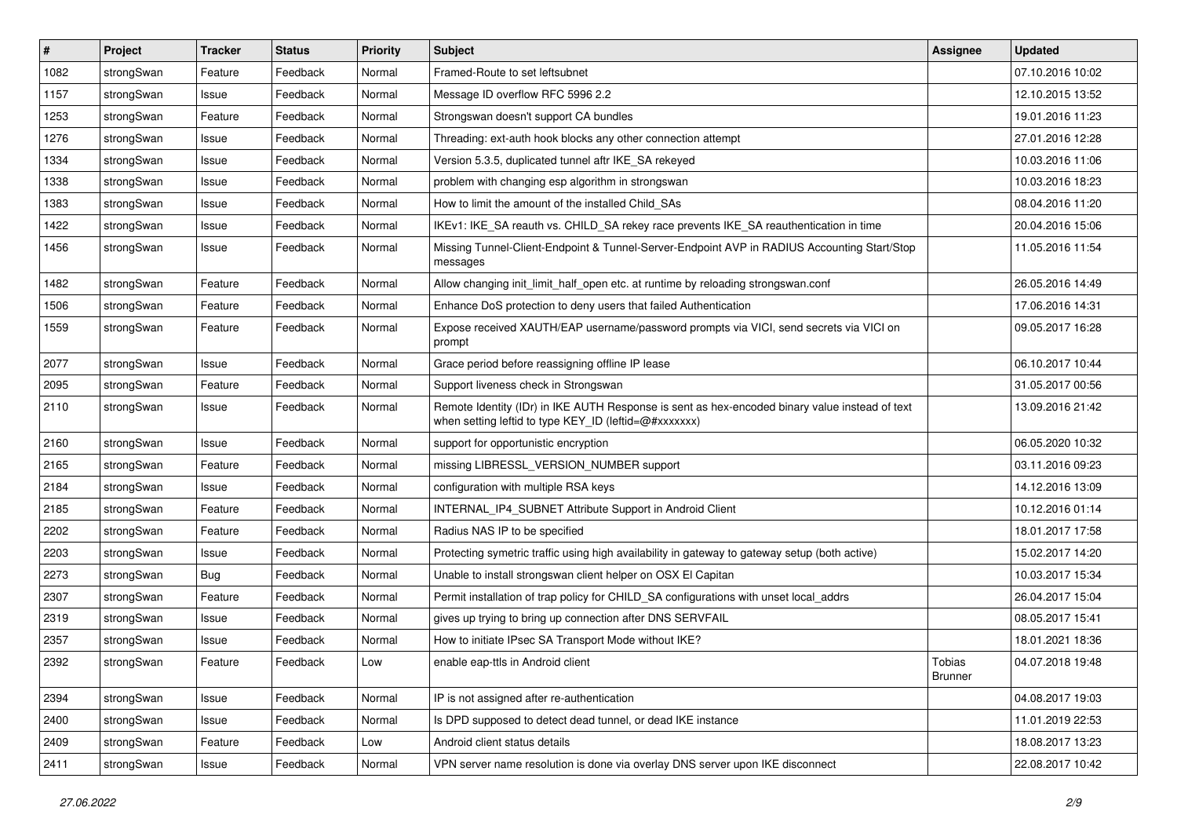| # | Project | Tracker | Status | Priority | Subject | Assignee | Updated |
|---|---|---|---|---|---|---|---|
| 1082 | strongSwan | Feature | Feedback | Normal | Framed-Route to set leftsubnet | | 07.10.2016 10:02 |
| 1157 | strongSwan | Issue | Feedback | Normal | Message ID overflow RFC 5996 2.2 | | 12.10.2015 13:52 |
| 1253 | strongSwan | Feature | Feedback | Normal | Strongswan doesn't support CA bundles | | 19.01.2016 11:23 |
| 1276 | strongSwan | Issue | Feedback | Normal | Threading: ext-auth hook blocks any other connection attempt | | 27.01.2016 12:28 |
| 1334 | strongSwan | Issue | Feedback | Normal | Version 5.3.5, duplicated tunnel aftr IKE_SA rekeyed | | 10.03.2016 11:06 |
| 1338 | strongSwan | Issue | Feedback | Normal | problem with changing esp algorithm in strongswan | | 10.03.2016 18:23 |
| 1383 | strongSwan | Issue | Feedback | Normal | How to limit the amount of the installed Child_SAs | | 08.04.2016 11:20 |
| 1422 | strongSwan | Issue | Feedback | Normal | IKEv1: IKE_SA reauth vs. CHILD_SA rekey race prevents IKE_SA reauthentication in time | | 20.04.2016 15:06 |
| 1456 | strongSwan | Issue | Feedback | Normal | Missing Tunnel-Client-Endpoint & Tunnel-Server-Endpoint AVP in RADIUS Accounting Start/Stop messages | | 11.05.2016 11:54 |
| 1482 | strongSwan | Feature | Feedback | Normal | Allow changing init_limit_half_open etc. at runtime by reloading strongswan.conf | | 26.05.2016 14:49 |
| 1506 | strongSwan | Feature | Feedback | Normal | Enhance DoS protection to deny users that failed Authentication | | 17.06.2016 14:31 |
| 1559 | strongSwan | Feature | Feedback | Normal | Expose received XAUTH/EAP username/password prompts via VICI, send secrets via VICI on prompt | | 09.05.2017 16:28 |
| 2077 | strongSwan | Issue | Feedback | Normal | Grace period before reassigning offline IP lease | | 06.10.2017 10:44 |
| 2095 | strongSwan | Feature | Feedback | Normal | Support liveness check in Strongswan | | 31.05.2017 00:56 |
| 2110 | strongSwan | Issue | Feedback | Normal | Remote Identity (IDr) in IKE AUTH Response is sent as hex-encoded binary value instead of text when setting leftid to type KEY_ID (leftid=@#xxxxxxx) | | 13.09.2016 21:42 |
| 2160 | strongSwan | Issue | Feedback | Normal | support for opportunistic encryption | | 06.05.2020 10:32 |
| 2165 | strongSwan | Feature | Feedback | Normal | missing LIBRESSL_VERSION_NUMBER support | | 03.11.2016 09:23 |
| 2184 | strongSwan | Issue | Feedback | Normal | configuration with multiple RSA keys | | 14.12.2016 13:09 |
| 2185 | strongSwan | Feature | Feedback | Normal | INTERNAL_IP4_SUBNET Attribute Support in Android Client | | 10.12.2016 01:14 |
| 2202 | strongSwan | Feature | Feedback | Normal | Radius NAS IP to be specified | | 18.01.2017 17:58 |
| 2203 | strongSwan | Issue | Feedback | Normal | Protecting symetric traffic using high availability in gateway to gateway setup (both active) | | 15.02.2017 14:20 |
| 2273 | strongSwan | Bug | Feedback | Normal | Unable to install strongswan client helper on OSX El Capitan | | 10.03.2017 15:34 |
| 2307 | strongSwan | Feature | Feedback | Normal | Permit installation of trap policy for CHILD_SA configurations with unset local_addrs | | 26.04.2017 15:04 |
| 2319 | strongSwan | Issue | Feedback | Normal | gives up trying to bring up connection after DNS SERVFAIL | | 08.05.2017 15:41 |
| 2357 | strongSwan | Issue | Feedback | Normal | How to initiate IPsec SA Transport Mode without IKE? | | 18.01.2021 18:36 |
| 2392 | strongSwan | Feature | Feedback | Low | enable eap-ttls in Android client | Tobias Brunner | 04.07.2018 19:48 |
| 2394 | strongSwan | Issue | Feedback | Normal | IP is not assigned after re-authentication | | 04.08.2017 19:03 |
| 2400 | strongSwan | Issue | Feedback | Normal | Is DPD supposed to detect dead tunnel, or dead IKE instance | | 11.01.2019 22:53 |
| 2409 | strongSwan | Feature | Feedback | Low | Android client status details | | 18.08.2017 13:23 |
| 2411 | strongSwan | Issue | Feedback | Normal | VPN server name resolution is done via overlay DNS server upon IKE disconnect | | 22.08.2017 10:42 |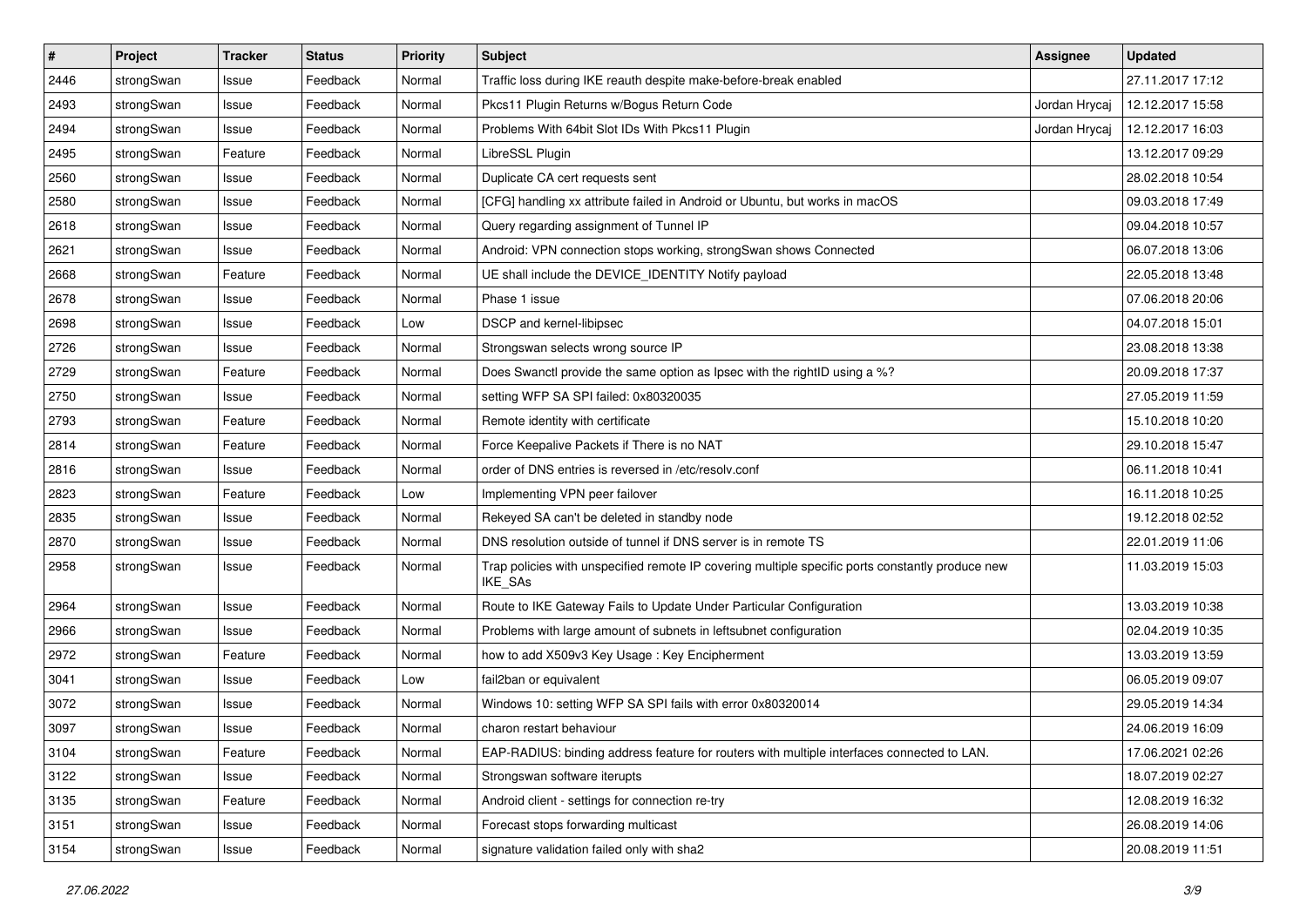| # | Project | Tracker | Status | Priority | Subject | Assignee | Updated |
|---|---|---|---|---|---|---|---|
| 2446 | strongSwan | Issue | Feedback | Normal | Traffic loss during IKE reauth despite make-before-break enabled | | 27.11.2017 17:12 |
| 2493 | strongSwan | Issue | Feedback | Normal | Pkcs11 Plugin Returns w/Bogus Return Code | Jordan Hrycaj | 12.12.2017 15:58 |
| 2494 | strongSwan | Issue | Feedback | Normal | Problems With 64bit Slot IDs With Pkcs11 Plugin | Jordan Hrycaj | 12.12.2017 16:03 |
| 2495 | strongSwan | Feature | Feedback | Normal | LibreSSL Plugin | | 13.12.2017 09:29 |
| 2560 | strongSwan | Issue | Feedback | Normal | Duplicate CA cert requests sent | | 28.02.2018 10:54 |
| 2580 | strongSwan | Issue | Feedback | Normal | [CFG] handling xx attribute failed in Android or Ubuntu, but works in macOS | | 09.03.2018 17:49 |
| 2618 | strongSwan | Issue | Feedback | Normal | Query regarding assignment of Tunnel IP | | 09.04.2018 10:57 |
| 2621 | strongSwan | Issue | Feedback | Normal | Android: VPN connection stops working, strongSwan shows Connected | | 06.07.2018 13:06 |
| 2668 | strongSwan | Feature | Feedback | Normal | UE shall include the DEVICE_IDENTITY Notify payload | | 22.05.2018 13:48 |
| 2678 | strongSwan | Issue | Feedback | Normal | Phase 1 issue | | 07.06.2018 20:06 |
| 2698 | strongSwan | Issue | Feedback | Low | DSCP and kernel-libipsec | | 04.07.2018 15:01 |
| 2726 | strongSwan | Issue | Feedback | Normal | Strongswan selects wrong source IP | | 23.08.2018 13:38 |
| 2729 | strongSwan | Feature | Feedback | Normal | Does Swanctl provide the same option as Ipsec with the rightID using a %? | | 20.09.2018 17:37 |
| 2750 | strongSwan | Issue | Feedback | Normal | setting WFP SA SPI failed: 0x80320035 | | 27.05.2019 11:59 |
| 2793 | strongSwan | Feature | Feedback | Normal | Remote identity with certificate | | 15.10.2018 10:20 |
| 2814 | strongSwan | Feature | Feedback | Normal | Force Keepalive Packets if There is no NAT | | 29.10.2018 15:47 |
| 2816 | strongSwan | Issue | Feedback | Normal | order of DNS entries is reversed in /etc/resolv.conf | | 06.11.2018 10:41 |
| 2823 | strongSwan | Feature | Feedback | Low | Implementing VPN peer failover | | 16.11.2018 10:25 |
| 2835 | strongSwan | Issue | Feedback | Normal | Rekeyed SA can't be deleted in standby node | | 19.12.2018 02:52 |
| 2870 | strongSwan | Issue | Feedback | Normal | DNS resolution outside of tunnel if DNS server is in remote TS | | 22.01.2019 11:06 |
| 2958 | strongSwan | Issue | Feedback | Normal | Trap policies with unspecified remote IP covering multiple specific ports constantly produce new IKE_SAs | | 11.03.2019 15:03 |
| 2964 | strongSwan | Issue | Feedback | Normal | Route to IKE Gateway Fails to Update Under Particular Configuration | | 13.03.2019 10:38 |
| 2966 | strongSwan | Issue | Feedback | Normal | Problems with large amount of subnets in leftsubnet configuration | | 02.04.2019 10:35 |
| 2972 | strongSwan | Feature | Feedback | Normal | how to add X509v3 Key Usage : Key Encipherment | | 13.03.2019 13:59 |
| 3041 | strongSwan | Issue | Feedback | Low | fail2ban or equivalent | | 06.05.2019 09:07 |
| 3072 | strongSwan | Issue | Feedback | Normal | Windows 10: setting WFP SA SPI fails with error 0x80320014 | | 29.05.2019 14:34 |
| 3097 | strongSwan | Issue | Feedback | Normal | charon restart behaviour | | 24.06.2019 16:09 |
| 3104 | strongSwan | Feature | Feedback | Normal | EAP-RADIUS: binding address feature for routers with multiple interfaces connected to LAN. | | 17.06.2021 02:26 |
| 3122 | strongSwan | Issue | Feedback | Normal | Strongswan software iterupts | | 18.07.2019 02:27 |
| 3135 | strongSwan | Feature | Feedback | Normal | Android client - settings for connection re-try | | 12.08.2019 16:32 |
| 3151 | strongSwan | Issue | Feedback | Normal | Forecast stops forwarding multicast | | 26.08.2019 14:06 |
| 3154 | strongSwan | Issue | Feedback | Normal | signature validation failed only with sha2 | | 20.08.2019 11:51 |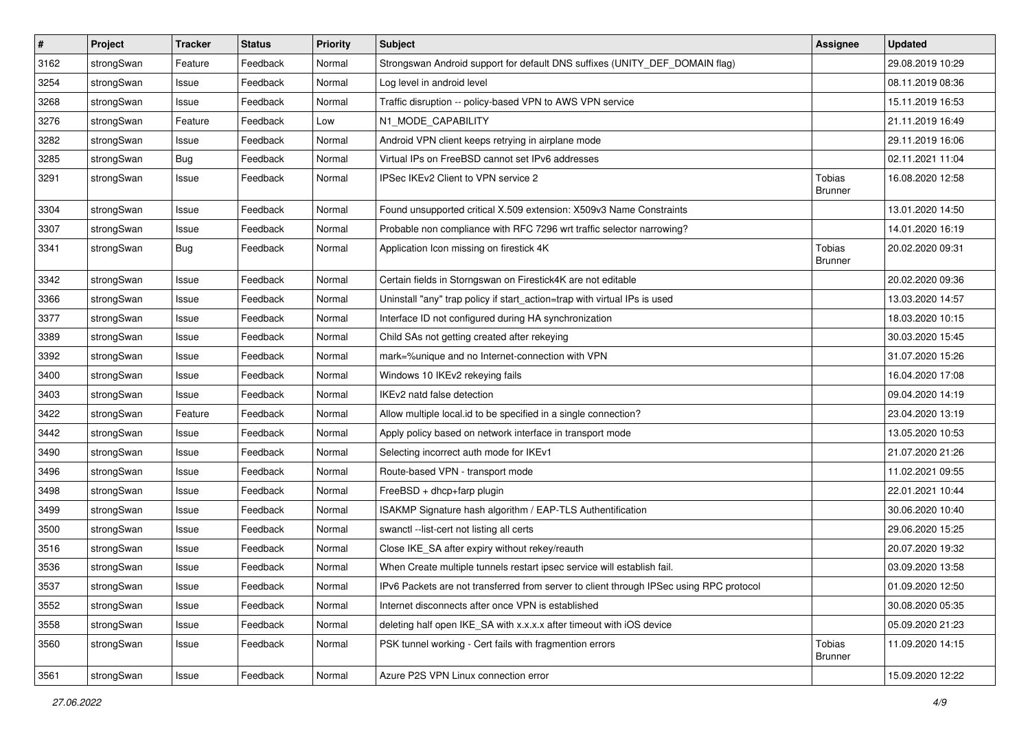| # | Project | Tracker | Status | Priority | Subject | Assignee | Updated |
|---|---|---|---|---|---|---|---|
| 3162 | strongSwan | Feature | Feedback | Normal | Strongswan Android support for default DNS suffixes (UNITY_DEF_DOMAIN flag) | | 29.08.2019 10:29 |
| 3254 | strongSwan | Issue | Feedback | Normal | Log level in android level | | 08.11.2019 08:36 |
| 3268 | strongSwan | Issue | Feedback | Normal | Traffic disruption -- policy-based VPN to AWS VPN service | | 15.11.2019 16:53 |
| 3276 | strongSwan | Feature | Feedback | Low | N1_MODE_CAPABILITY | | 21.11.2019 16:49 |
| 3282 | strongSwan | Issue | Feedback | Normal | Android VPN client keeps retrying in airplane mode | | 29.11.2019 16:06 |
| 3285 | strongSwan | Bug | Feedback | Normal | Virtual IPs on FreeBSD cannot set IPv6 addresses | | 02.11.2021 11:04 |
| 3291 | strongSwan | Issue | Feedback | Normal | IPSec IKEv2 Client to VPN service 2 | Tobias Brunner | 16.08.2020 12:58 |
| 3304 | strongSwan | Issue | Feedback | Normal | Found unsupported critical X.509 extension: X509v3 Name Constraints | | 13.01.2020 14:50 |
| 3307 | strongSwan | Issue | Feedback | Normal | Probable non compliance with RFC 7296 wrt traffic selector narrowing? | | 14.01.2020 16:19 |
| 3341 | strongSwan | Bug | Feedback | Normal | Application Icon missing on firestick 4K | Tobias Brunner | 20.02.2020 09:31 |
| 3342 | strongSwan | Issue | Feedback | Normal | Certain fields in Storngswan on Firestick4K are not editable | | 20.02.2020 09:36 |
| 3366 | strongSwan | Issue | Feedback | Normal | Uninstall "any" trap policy if start_action=trap with virtual IPs is used | | 13.03.2020 14:57 |
| 3377 | strongSwan | Issue | Feedback | Normal | Interface ID not configured during HA synchronization | | 18.03.2020 10:15 |
| 3389 | strongSwan | Issue | Feedback | Normal | Child SAs not getting created after rekeying | | 30.03.2020 15:45 |
| 3392 | strongSwan | Issue | Feedback | Normal | mark=%unique and no Internet-connection with VPN | | 31.07.2020 15:26 |
| 3400 | strongSwan | Issue | Feedback | Normal | Windows 10 IKEv2 rekeying fails | | 16.04.2020 17:08 |
| 3403 | strongSwan | Issue | Feedback | Normal | IKEv2 natd false detection | | 09.04.2020 14:19 |
| 3422 | strongSwan | Feature | Feedback | Normal | Allow multiple local.id to be specified in a single connection? | | 23.04.2020 13:19 |
| 3442 | strongSwan | Issue | Feedback | Normal | Apply policy based on network interface in transport mode | | 13.05.2020 10:53 |
| 3490 | strongSwan | Issue | Feedback | Normal | Selecting incorrect auth mode for IKEv1 | | 21.07.2020 21:26 |
| 3496 | strongSwan | Issue | Feedback | Normal | Route-based VPN - transport mode | | 11.02.2021 09:55 |
| 3498 | strongSwan | Issue | Feedback | Normal | FreeBSD + dhcp+farp plugin | | 22.01.2021 10:44 |
| 3499 | strongSwan | Issue | Feedback | Normal | ISAKMP Signature hash algorithm / EAP-TLS Authentification | | 30.06.2020 10:40 |
| 3500 | strongSwan | Issue | Feedback | Normal | swanctl --list-cert not listing all certs | | 29.06.2020 15:25 |
| 3516 | strongSwan | Issue | Feedback | Normal | Close IKE_SA after expiry without rekey/reauth | | 20.07.2020 19:32 |
| 3536 | strongSwan | Issue | Feedback | Normal | When Create multiple tunnels restart ipsec service will establish fail. | | 03.09.2020 13:58 |
| 3537 | strongSwan | Issue | Feedback | Normal | IPv6 Packets are not transferred from server to client through IPSec using RPC protocol | | 01.09.2020 12:50 |
| 3552 | strongSwan | Issue | Feedback | Normal | Internet disconnects after once VPN is established | | 30.08.2020 05:35 |
| 3558 | strongSwan | Issue | Feedback | Normal | deleting half open IKE_SA with x.x.x.x after timeout with iOS device | | 05.09.2020 21:23 |
| 3560 | strongSwan | Issue | Feedback | Normal | PSK tunnel working - Cert fails with fragmention errors | Tobias Brunner | 11.09.2020 14:15 |
| 3561 | strongSwan | Issue | Feedback | Normal | Azure P2S VPN Linux connection error | | 15.09.2020 12:22 |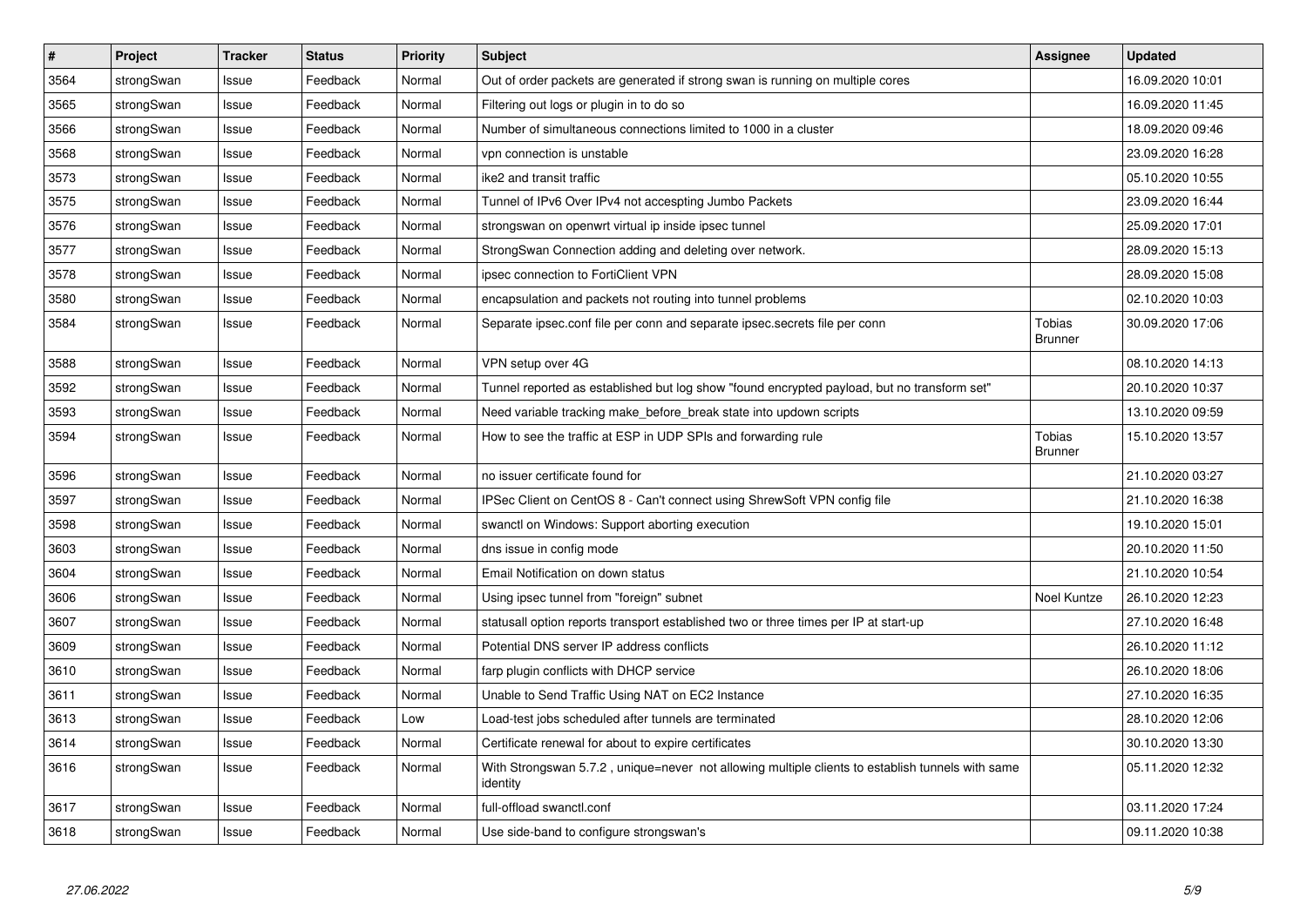| # | Project | Tracker | Status | Priority | Subject | Assignee | Updated |
|---|---|---|---|---|---|---|---|
| 3564 | strongSwan | Issue | Feedback | Normal | Out of order packets are generated if strong swan is running on multiple cores | | 16.09.2020 10:01 |
| 3565 | strongSwan | Issue | Feedback | Normal | Filtering out logs or plugin in to do so | | 16.09.2020 11:45 |
| 3566 | strongSwan | Issue | Feedback | Normal | Number of simultaneous connections limited to 1000 in a cluster | | 18.09.2020 09:46 |
| 3568 | strongSwan | Issue | Feedback | Normal | vpn connection is unstable | | 23.09.2020 16:28 |
| 3573 | strongSwan | Issue | Feedback | Normal | ike2 and transit traffic | | 05.10.2020 10:55 |
| 3575 | strongSwan | Issue | Feedback | Normal | Tunnel of IPv6 Over IPv4 not accespting Jumbo Packets | | 23.09.2020 16:44 |
| 3576 | strongSwan | Issue | Feedback | Normal | strongswan on openwrt virtual ip inside ipsec tunnel | | 25.09.2020 17:01 |
| 3577 | strongSwan | Issue | Feedback | Normal | StrongSwan Connection adding and deleting over network. | | 28.09.2020 15:13 |
| 3578 | strongSwan | Issue | Feedback | Normal | ipsec connection to FortiClient VPN | | 28.09.2020 15:08 |
| 3580 | strongSwan | Issue | Feedback | Normal | encapsulation and packets not routing into tunnel problems | | 02.10.2020 10:03 |
| 3584 | strongSwan | Issue | Feedback | Normal | Separate ipsec.conf file per conn and separate ipsec.secrets file per conn | Tobias Brunner | 30.09.2020 17:06 |
| 3588 | strongSwan | Issue | Feedback | Normal | VPN setup over 4G | | 08.10.2020 14:13 |
| 3592 | strongSwan | Issue | Feedback | Normal | Tunnel reported as established but log show "found encrypted payload, but no transform set" | | 20.10.2020 10:37 |
| 3593 | strongSwan | Issue | Feedback | Normal | Need variable tracking make_before_break state into updown scripts | | 13.10.2020 09:59 |
| 3594 | strongSwan | Issue | Feedback | Normal | How to see the traffic at ESP in UDP SPIs and forwarding rule | Tobias Brunner | 15.10.2020 13:57 |
| 3596 | strongSwan | Issue | Feedback | Normal | no issuer certificate found for | | 21.10.2020 03:27 |
| 3597 | strongSwan | Issue | Feedback | Normal | IPSec Client on CentOS 8 - Can't connect using ShrewSoft VPN config file | | 21.10.2020 16:38 |
| 3598 | strongSwan | Issue | Feedback | Normal | swanctl on Windows: Support aborting execution | | 19.10.2020 15:01 |
| 3603 | strongSwan | Issue | Feedback | Normal | dns issue in config mode | | 20.10.2020 11:50 |
| 3604 | strongSwan | Issue | Feedback | Normal | Email Notification on down status | | 21.10.2020 10:54 |
| 3606 | strongSwan | Issue | Feedback | Normal | Using ipsec tunnel from "foreign" subnet | Noel Kuntze | 26.10.2020 12:23 |
| 3607 | strongSwan | Issue | Feedback | Normal | statusall option reports transport established two or three times per IP at start-up | | 27.10.2020 16:48 |
| 3609 | strongSwan | Issue | Feedback | Normal | Potential DNS server IP address conflicts | | 26.10.2020 11:12 |
| 3610 | strongSwan | Issue | Feedback | Normal | farp plugin conflicts with DHCP service | | 26.10.2020 18:06 |
| 3611 | strongSwan | Issue | Feedback | Normal | Unable to Send Traffic Using NAT on EC2 Instance | | 27.10.2020 16:35 |
| 3613 | strongSwan | Issue | Feedback | Low | Load-test jobs scheduled after tunnels are terminated | | 28.10.2020 12:06 |
| 3614 | strongSwan | Issue | Feedback | Normal | Certificate renewal for about to expire certificates | | 30.10.2020 13:30 |
| 3616 | strongSwan | Issue | Feedback | Normal | With Strongswan 5.7.2 , unique=never not allowing multiple clients to establish tunnels with same identity | | 05.11.2020 12:32 |
| 3617 | strongSwan | Issue | Feedback | Normal | full-offload swanctl.conf | | 03.11.2020 17:24 |
| 3618 | strongSwan | Issue | Feedback | Normal | Use side-band to configure strongswan's | | 09.11.2020 10:38 |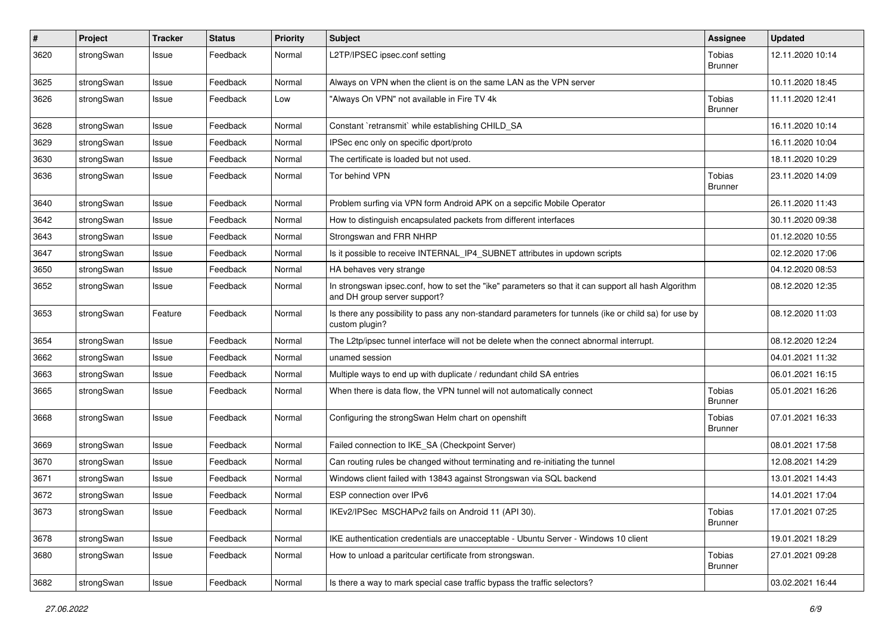| # | Project | Tracker | Status | Priority | Subject | Assignee | Updated |
| --- | --- | --- | --- | --- | --- | --- | --- |
| 3620 | strongSwan | Issue | Feedback | Normal | L2TP/IPSEC ipsec.conf setting | Tobias Brunner | 12.11.2020 10:14 |
| 3625 | strongSwan | Issue | Feedback | Normal | Always on VPN when the client is on the same LAN as the VPN server | | 10.11.2020 18:45 |
| 3626 | strongSwan | Issue | Feedback | Low | "Always On VPN" not available in Fire TV 4k | Tobias Brunner | 11.11.2020 12:41 |
| 3628 | strongSwan | Issue | Feedback | Normal | Constant `retransmit` while establishing CHILD_SA | | 16.11.2020 10:14 |
| 3629 | strongSwan | Issue | Feedback | Normal | IPSec enc only on specific dport/proto | | 16.11.2020 10:04 |
| 3630 | strongSwan | Issue | Feedback | Normal | The certificate is loaded but not used. | | 18.11.2020 10:29 |
| 3636 | strongSwan | Issue | Feedback | Normal | Tor behind VPN | Tobias Brunner | 23.11.2020 14:09 |
| 3640 | strongSwan | Issue | Feedback | Normal | Problem surfing via VPN form Android APK on a sepcific Mobile Operator | | 26.11.2020 11:43 |
| 3642 | strongSwan | Issue | Feedback | Normal | How to distinguish encapsulated packets from different interfaces | | 30.11.2020 09:38 |
| 3643 | strongSwan | Issue | Feedback | Normal | Strongswan and FRR NHRP | | 01.12.2020 10:55 |
| 3647 | strongSwan | Issue | Feedback | Normal | Is it possible to receive INTERNAL_IP4_SUBNET attributes in updown scripts | | 02.12.2020 17:06 |
| 3650 | strongSwan | Issue | Feedback | Normal | HA behaves very strange | | 04.12.2020 08:53 |
| 3652 | strongSwan | Issue | Feedback | Normal | In strongswan ipsec.conf, how to set the "ike" parameters so that it can support all hash Algorithm and DH group server support? | | 08.12.2020 12:35 |
| 3653 | strongSwan | Feature | Feedback | Normal | Is there any possibility to pass any non-standard parameters for tunnels (ike or child sa) for use by custom plugin? | | 08.12.2020 11:03 |
| 3654 | strongSwan | Issue | Feedback | Normal | The L2tp/ipsec tunnel interface will not be delete when the connect abnormal interrupt. | | 08.12.2020 12:24 |
| 3662 | strongSwan | Issue | Feedback | Normal | unamed session | | 04.01.2021 11:32 |
| 3663 | strongSwan | Issue | Feedback | Normal | Multiple ways to end up with duplicate / redundant child SA entries | | 06.01.2021 16:15 |
| 3665 | strongSwan | Issue | Feedback | Normal | When there is data flow, the VPN tunnel will not automatically connect | Tobias Brunner | 05.01.2021 16:26 |
| 3668 | strongSwan | Issue | Feedback | Normal | Configuring the strongSwan Helm chart on openshift | Tobias Brunner | 07.01.2021 16:33 |
| 3669 | strongSwan | Issue | Feedback | Normal | Failed connection to IKE_SA (Checkpoint Server) | | 08.01.2021 17:58 |
| 3670 | strongSwan | Issue | Feedback | Normal | Can routing rules be changed without terminating and re-initiating the tunnel | | 12.08.2021 14:29 |
| 3671 | strongSwan | Issue | Feedback | Normal | Windows client failed with 13843 against Strongswan via SQL backend | | 13.01.2021 14:43 |
| 3672 | strongSwan | Issue | Feedback | Normal | ESP connection over IPv6 | | 14.01.2021 17:04 |
| 3673 | strongSwan | Issue | Feedback | Normal | IKEv2/IPSec MSCHAPv2 fails on Android 11 (API 30). | Tobias Brunner | 17.01.2021 07:25 |
| 3678 | strongSwan | Issue | Feedback | Normal | IKE authentication credentials are unacceptable - Ubuntu Server - Windows 10 client | | 19.01.2021 18:29 |
| 3680 | strongSwan | Issue | Feedback | Normal | How to unload a paritcular certificate from strongswan. | Tobias Brunner | 27.01.2021 09:28 |
| 3682 | strongSwan | Issue | Feedback | Normal | Is there a way to mark special case traffic bypass the traffic selectors? | | 03.02.2021 16:44 |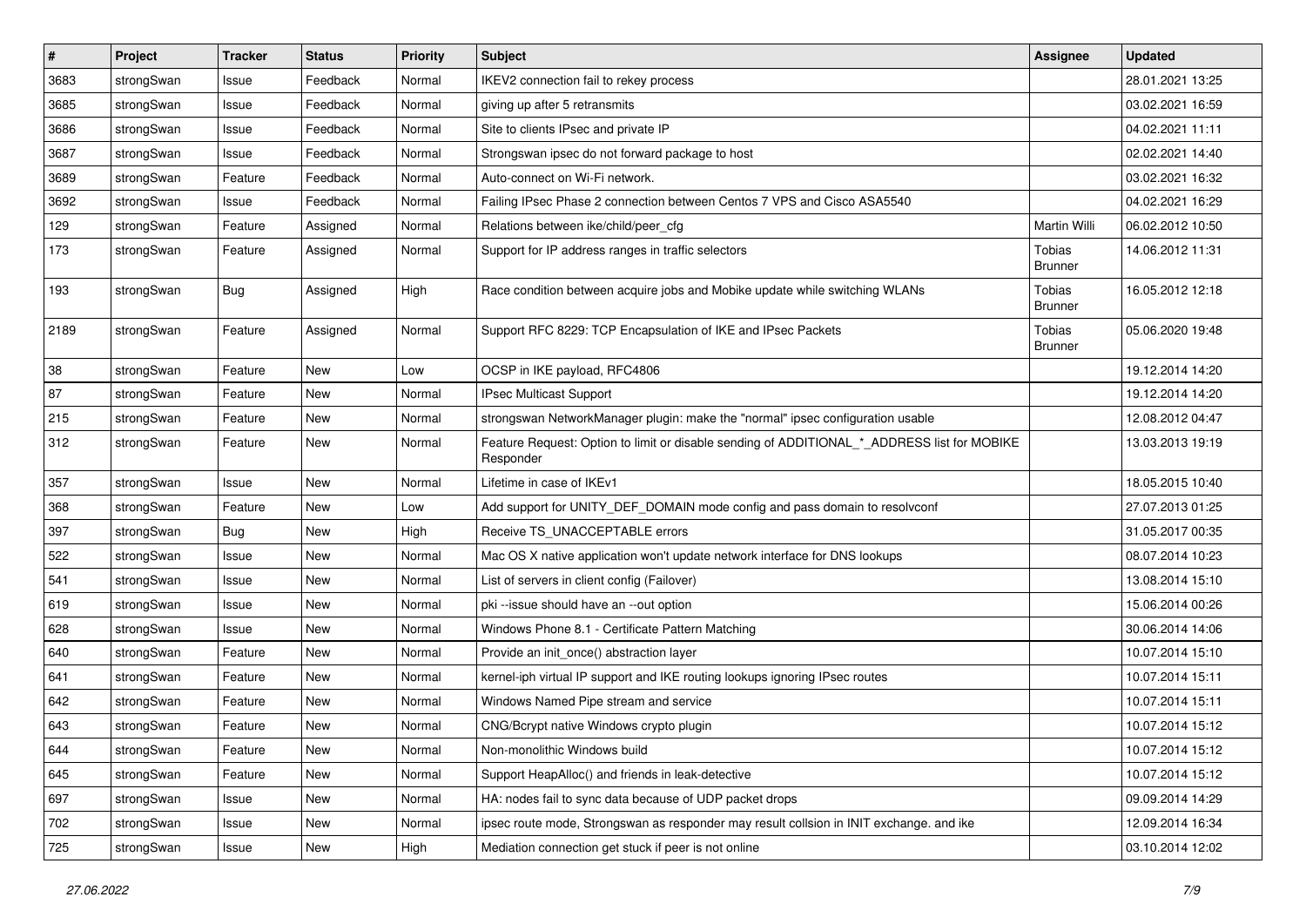| # | Project | Tracker | Status | Priority | Subject | Assignee | Updated |
|---|---|---|---|---|---|---|---|
| 3683 | strongSwan | Issue | Feedback | Normal | IKEV2 connection fail to rekey process | | 28.01.2021 13:25 |
| 3685 | strongSwan | Issue | Feedback | Normal | giving up after 5 retransmits | | 03.02.2021 16:59 |
| 3686 | strongSwan | Issue | Feedback | Normal | Site to clients IPsec and private IP | | 04.02.2021 11:11 |
| 3687 | strongSwan | Issue | Feedback | Normal | Strongswan ipsec do not forward package to host | | 02.02.2021 14:40 |
| 3689 | strongSwan | Feature | Feedback | Normal | Auto-connect on Wi-Fi network. | | 03.02.2021 16:32 |
| 3692 | strongSwan | Issue | Feedback | Normal | Failing IPsec Phase 2 connection between Centos 7 VPS and Cisco ASA5540 | | 04.02.2021 16:29 |
| 129 | strongSwan | Feature | Assigned | Normal | Relations between ike/child/peer_cfg | Martin Willi | 06.02.2012 10:50 |
| 173 | strongSwan | Feature | Assigned | Normal | Support for IP address ranges in traffic selectors | Tobias Brunner | 14.06.2012 11:31 |
| 193 | strongSwan | Bug | Assigned | High | Race condition between acquire jobs and Mobike update while switching WLANs | Tobias Brunner | 16.05.2012 12:18 |
| 2189 | strongSwan | Feature | Assigned | Normal | Support RFC 8229: TCP Encapsulation of IKE and IPsec Packets | Tobias Brunner | 05.06.2020 19:48 |
| 38 | strongSwan | Feature | New | Low | OCSP in IKE payload, RFC4806 | | 19.12.2014 14:20 |
| 87 | strongSwan | Feature | New | Normal | IPsec Multicast Support | | 19.12.2014 14:20 |
| 215 | strongSwan | Feature | New | Normal | strongswan NetworkManager plugin: make the "normal" ipsec configuration usable | | 12.08.2012 04:47 |
| 312 | strongSwan | Feature | New | Normal | Feature Request: Option to limit or disable sending of ADDITIONAL_*_ADDRESS list for MOBIKE Responder | | 13.03.2013 19:19 |
| 357 | strongSwan | Issue | New | Normal | Lifetime in case of IKEv1 | | 18.05.2015 10:40 |
| 368 | strongSwan | Feature | New | Low | Add support for UNITY_DEF_DOMAIN mode config and pass domain to resolvconf | | 27.07.2013 01:25 |
| 397 | strongSwan | Bug | New | High | Receive TS_UNACCEPTABLE errors | | 31.05.2017 00:35 |
| 522 | strongSwan | Issue | New | Normal | Mac OS X native application won't update network interface for DNS lookups | | 08.07.2014 10:23 |
| 541 | strongSwan | Issue | New | Normal | List of servers in client config (Failover) | | 13.08.2014 15:10 |
| 619 | strongSwan | Issue | New | Normal | pki --issue should have an --out option | | 15.06.2014 00:26 |
| 628 | strongSwan | Issue | New | Normal | Windows Phone 8.1 - Certificate Pattern Matching | | 30.06.2014 14:06 |
| 640 | strongSwan | Feature | New | Normal | Provide an init_once() abstraction layer | | 10.07.2014 15:10 |
| 641 | strongSwan | Feature | New | Normal | kernel-iph virtual IP support and IKE routing lookups ignoring IPsec routes | | 10.07.2014 15:11 |
| 642 | strongSwan | Feature | New | Normal | Windows Named Pipe stream and service | | 10.07.2014 15:11 |
| 643 | strongSwan | Feature | New | Normal | CNG/Bcrypt native Windows crypto plugin | | 10.07.2014 15:12 |
| 644 | strongSwan | Feature | New | Normal | Non-monolithic Windows build | | 10.07.2014 15:12 |
| 645 | strongSwan | Feature | New | Normal | Support HeapAlloc() and friends in leak-detective | | 10.07.2014 15:12 |
| 697 | strongSwan | Issue | New | Normal | HA: nodes fail to sync data because of UDP packet drops | | 09.09.2014 14:29 |
| 702 | strongSwan | Issue | New | Normal | ipsec route mode, Strongswan as responder may result collsion in INIT exchange. and ike | | 12.09.2014 16:34 |
| 725 | strongSwan | Issue | New | High | Mediation connection get stuck if peer is not online | | 03.10.2014 12:02 |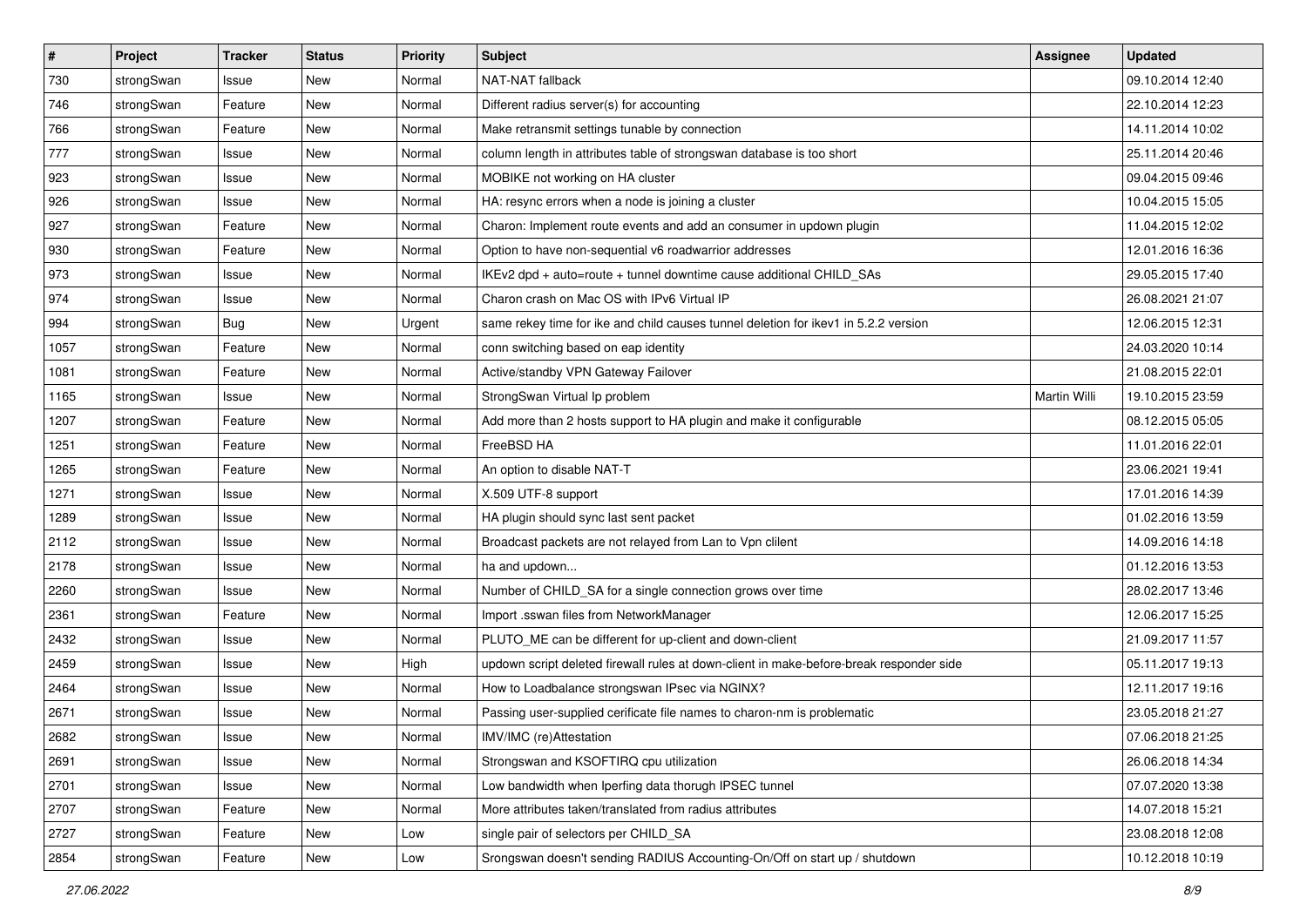| # | Project | Tracker | Status | Priority | Subject | Assignee | Updated |
|---|---|---|---|---|---|---|---|
| 730 | strongSwan | Issue | New | Normal | NAT-NAT fallback | | 09.10.2014 12:40 |
| 746 | strongSwan | Feature | New | Normal | Different radius server(s) for accounting | | 22.10.2014 12:23 |
| 766 | strongSwan | Feature | New | Normal | Make retransmit settings tunable by connection | | 14.11.2014 10:02 |
| 777 | strongSwan | Issue | New | Normal | column length in attributes table of strongswan database is too short | | 25.11.2014 20:46 |
| 923 | strongSwan | Issue | New | Normal | MOBIKE not working on HA cluster | | 09.04.2015 09:46 |
| 926 | strongSwan | Issue | New | Normal | HA: resync errors when a node is joining a cluster | | 10.04.2015 15:05 |
| 927 | strongSwan | Feature | New | Normal | Charon: Implement route events and add an consumer in updown plugin | | 11.04.2015 12:02 |
| 930 | strongSwan | Feature | New | Normal | Option to have non-sequential v6 roadwarrior addresses | | 12.01.2016 16:36 |
| 973 | strongSwan | Issue | New | Normal | IKEv2 dpd + auto=route + tunnel downtime cause additional CHILD_SAs | | 29.05.2015 17:40 |
| 974 | strongSwan | Issue | New | Normal | Charon crash on Mac OS with IPv6 Virtual IP | | 26.08.2021 21:07 |
| 994 | strongSwan | Bug | New | Urgent | same rekey time for ike and child causes tunnel deletion for ikev1 in 5.2.2 version | | 12.06.2015 12:31 |
| 1057 | strongSwan | Feature | New | Normal | conn switching based on eap identity | | 24.03.2020 10:14 |
| 1081 | strongSwan | Feature | New | Normal | Active/standby VPN Gateway Failover | | 21.08.2015 22:01 |
| 1165 | strongSwan | Issue | New | Normal | StrongSwan Virtual Ip problem | Martin Willi | 19.10.2015 23:59 |
| 1207 | strongSwan | Feature | New | Normal | Add more than 2 hosts support to HA plugin and make it configurable | | 08.12.2015 05:05 |
| 1251 | strongSwan | Feature | New | Normal | FreeBSD HA | | 11.01.2016 22:01 |
| 1265 | strongSwan | Feature | New | Normal | An option to disable NAT-T | | 23.06.2021 19:41 |
| 1271 | strongSwan | Issue | New | Normal | X.509 UTF-8 support | | 17.01.2016 14:39 |
| 1289 | strongSwan | Issue | New | Normal | HA plugin should sync last sent packet | | 01.02.2016 13:59 |
| 2112 | strongSwan | Issue | New | Normal | Broadcast packets are not relayed from Lan to Vpn clilent | | 14.09.2016 14:18 |
| 2178 | strongSwan | Issue | New | Normal | ha and updown... | | 01.12.2016 13:53 |
| 2260 | strongSwan | Issue | New | Normal | Number of CHILD_SA for a single connection grows over time | | 28.02.2017 13:46 |
| 2361 | strongSwan | Feature | New | Normal | Import .sswan files from NetworkManager | | 12.06.2017 15:25 |
| 2432 | strongSwan | Issue | New | Normal | PLUTO_ME can be different for up-client and down-client | | 21.09.2017 11:57 |
| 2459 | strongSwan | Issue | New | High | updown script deleted firewall rules at down-client in make-before-break responder side | | 05.11.2017 19:13 |
| 2464 | strongSwan | Issue | New | Normal | How to Loadbalance strongswan IPsec via NGINX? | | 12.11.2017 19:16 |
| 2671 | strongSwan | Issue | New | Normal | Passing user-supplied cerificate file names to charon-nm is problematic | | 23.05.2018 21:27 |
| 2682 | strongSwan | Issue | New | Normal | IMV/IMC (re)Attestation | | 07.06.2018 21:25 |
| 2691 | strongSwan | Issue | New | Normal | Strongswan and KSOFTIRQ cpu utilization | | 26.06.2018 14:34 |
| 2701 | strongSwan | Issue | New | Normal | Low bandwidth when Iperfing data thorugh IPSEC tunnel | | 07.07.2020 13:38 |
| 2707 | strongSwan | Feature | New | Normal | More attributes taken/translated from radius attributes | | 14.07.2018 15:21 |
| 2727 | strongSwan | Feature | New | Low | single pair of selectors per CHILD_SA | | 23.08.2018 12:08 |
| 2854 | strongSwan | Feature | New | Low | Srongswan doesn't sending RADIUS Accounting-On/Off on start up / shutdown | | 10.12.2018 10:19 |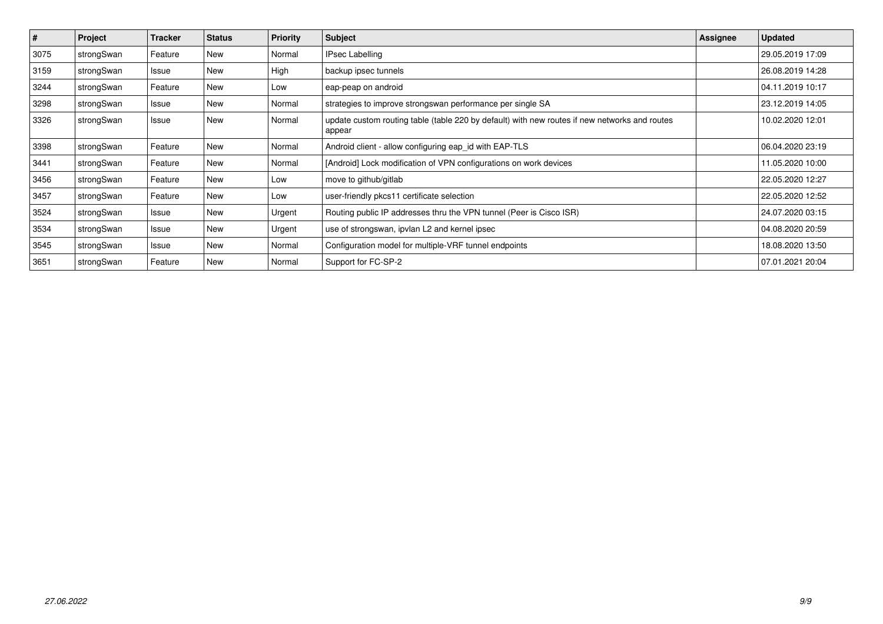| # | Project | Tracker | Status | Priority | Subject | Assignee | Updated |
|---|---|---|---|---|---|---|---|
| 3075 | strongSwan | Feature | New | Normal | IPsec Labelling | | 29.05.2019 17:09 |
| 3159 | strongSwan | Issue | New | High | backup ipsec tunnels | | 26.08.2019 14:28 |
| 3244 | strongSwan | Feature | New | Low | eap-peap on android | | 04.11.2019 10:17 |
| 3298 | strongSwan | Issue | New | Normal | strategies to improve strongswan performance per single SA | | 23.12.2019 14:05 |
| 3326 | strongSwan | Issue | New | Normal | update custom routing table (table 220 by default) with new routes if new networks and routes appear | | 10.02.2020 12:01 |
| 3398 | strongSwan | Feature | New | Normal | Android client - allow configuring eap_id with EAP-TLS | | 06.04.2020 23:19 |
| 3441 | strongSwan | Feature | New | Normal | [Android] Lock modification of VPN configurations on work devices | | 11.05.2020 10:00 |
| 3456 | strongSwan | Feature | New | Low | move to github/gitlab | | 22.05.2020 12:27 |
| 3457 | strongSwan | Feature | New | Low | user-friendly pkcs11 certificate selection | | 22.05.2020 12:52 |
| 3524 | strongSwan | Issue | New | Urgent | Routing public IP addresses thru the VPN tunnel (Peer is Cisco ISR) | | 24.07.2020 03:15 |
| 3534 | strongSwan | Issue | New | Urgent | use of strongswan, ipvlan L2 and kernel ipsec | | 04.08.2020 20:59 |
| 3545 | strongSwan | Issue | New | Normal | Configuration model for multiple-VRF tunnel endpoints | | 18.08.2020 13:50 |
| 3651 | strongSwan | Feature | New | Normal | Support for FC-SP-2 | | 07.01.2021 20:04 |